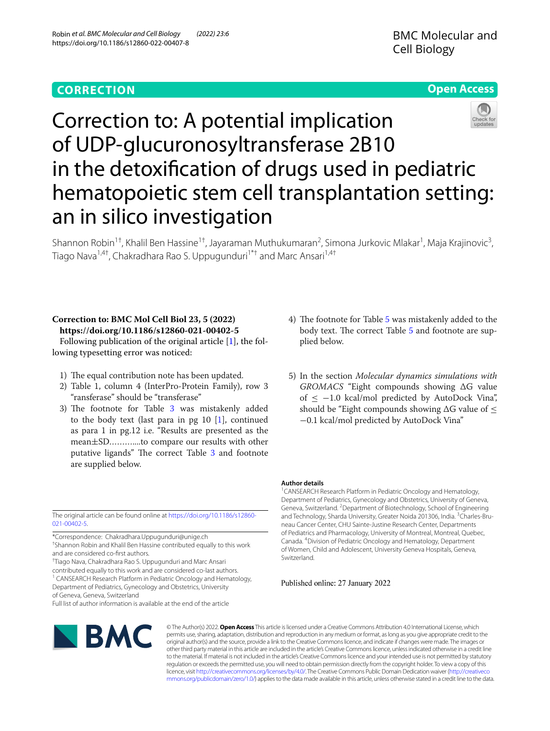CORRECTION

Open Access

# Correction to: A potential implication of UDP-glucuronosyltransferase 2B10 in the detoxification of drugs used in pediatric hematopoietic stem cell transplantation setting: an in silico investigation

Shannon Robin[1†], Khalil Ben Hassine[1†], Jayaraman Muthukumaran[2], Simona Jurkovic Mlakar[1], Maja Krajinovic[3], Tiago Nava[1,4†], Chakradhara Rao S. Uppugunduri[1*†] and Marc Ansari[1,4†]

**Correction to: BMC Mol Cell Biol 23, 5 (2022) https://doi.org/10.1186/s12860-021-00402-5**

Following publication of the original article [1], the following typesetting error was noticed:

1) The equal contribution note has been updated.
2) Table 1, column 4 (InterPro-Protein Family), row 3 "ransferase" should be "transferase"
3) The footnote for Table 3 was mistakenly added to the body text (last para in pg 10 [1], continued as para 1 in pg.12 i.e. "Results are presented as the mean±SD………...to compare our results with other putative ligands" The correct Table 3 and footnote are supplied below.
4) The footnote for Table 5 was mistakenly added to the body text. The correct Table 5 and footnote are supplied below.
5) In the section *Molecular dynamics simulations with GROMACS* "Eight compounds showing $\Delta G$ value of $\leq -1.0$ kcal/mol predicted by AutoDock Vina", should be "Eight compounds showing $\Delta G$ value of $\leq -0.1$ kcal/mol predicted by AutoDock Vina"

The original article can be found online at https://doi.org/10.1186/s12860-021-00402-5.

*Correspondence: Chakradhara.Uppugunduri@unige.ch

†Shannon Robin and Khalil Ben Hassine contributed equally to this work and are considered co-first authors.

†Tiago Nava, Chakradhara Rao S. Uppugunduri and Marc Ansari contributed equally to this work and are considered co-last authors.

[1] CANSEARCH Research Platform in Pediatric Oncology and Hematology, Department of Pediatrics, Gynecology and Obstetrics, University of Geneva, Geneva, Switzerland

Full list of author information is available at the end of the article

## Author details

[1]CANSEARCH Research Platform in Pediatric Oncology and Hematology, Department of Pediatrics, Gynecology and Obstetrics, University of Geneva, Geneva, Switzerland. [2]Department of Biotechnology, School of Engineering and Technology, Sharda University, Greater Noida 201306, India. [3]Charles-Bruneau Cancer Center, CHU Sainte-Justine Research Center, Departments of Pediatrics and Pharmacology, University of Montreal, Montreal, Quebec, Canada. [4]Division of Pediatric Oncology and Hematology, Department of Women, Child and Adolescent, University Geneva Hospitals, Geneva, Switzerland.

Published online: 27 January 2022

© The Author(s) 2022. **Open Access** This article is licensed under a Creative Commons Attribution 4.0 International License, which permits use, sharing, adaptation, distribution and reproduction in any medium or format, as long as you give appropriate credit to the original author(s) and the source, provide a link to the Creative Commons licence, and indicate if changes were made. The images or other third party material in this article are included in the article's Creative Commons licence, unless indicated otherwise in a credit line to the material. If material is not included in the article's Creative Commons licence and your intended use is not permitted by statutory regulation or exceeds the permitted use, you will need to obtain permission directly from the copyright holder. To view a copy of this licence, visit http://creativecommons.org/licenses/by/4.0/. The Creative Commons Public Domain Dedication waiver (http://creativecommons.org/publicdomain/zero/1.0/) applies to the data made available in this article, unless otherwise stated in a credit line to the data.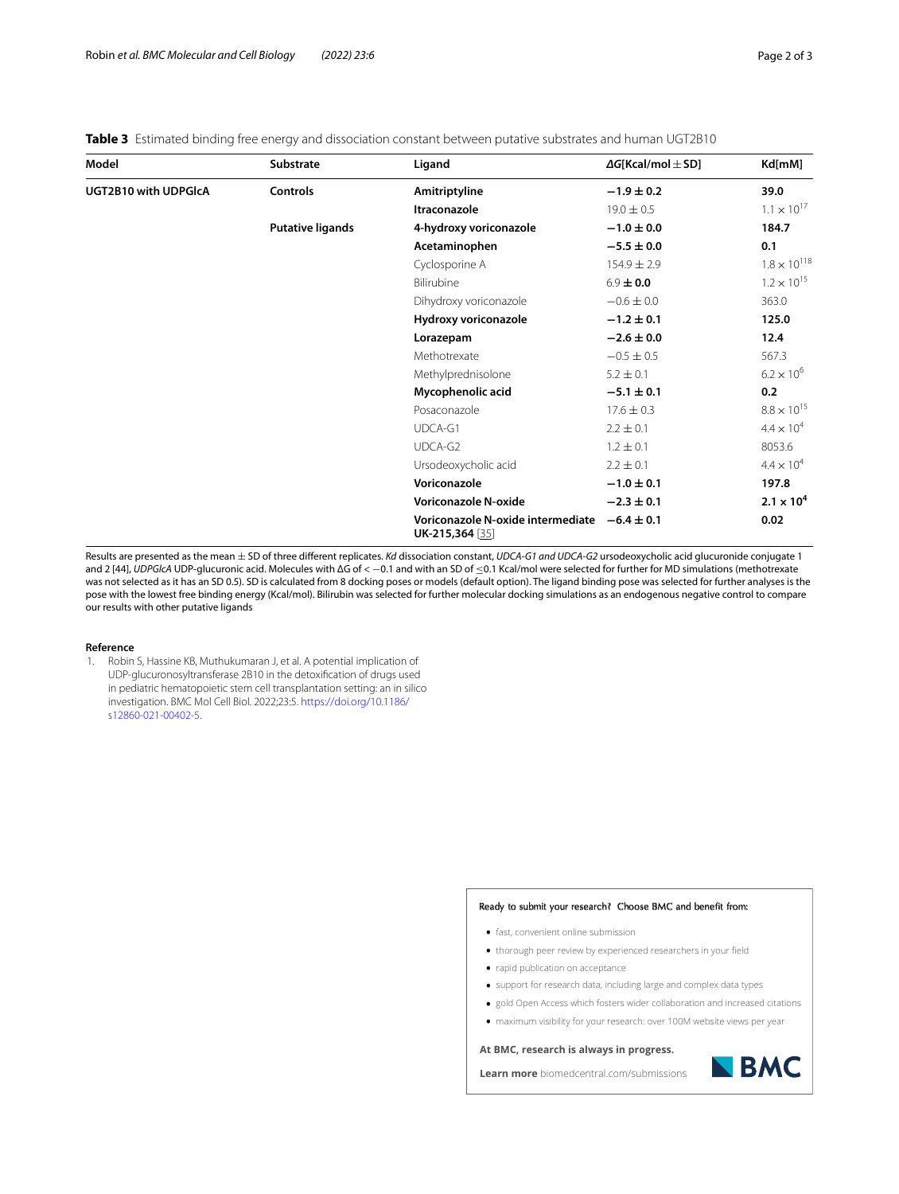**Table 3** Estimated binding free energy and dissociation constant between putative substrates and human UGT2B10

| Model | Substrate | Ligand | ΔG[Kcal/mol ± SD] | Kd[mM] |
|---|---|---|---|---|
| **UGT2B10 with UDPGlcA** | **Controls** | **Amitriptyline** | **$-1.9 \pm 0.2$** | **39.0** |
| | | **Itraconazole** | $19.0 \pm 0.5$ | $1.1 \times 10^{17}$ |
| | **Putative ligands** | **4-hydroxy voriconazole** | **$-1.0 \pm 0.0$** | **184.7** |
| | | **Acetaminophen** | **$-5.5 \pm 0.0$** | **0.1** |
| | | Cyclosporine A | $154.9 \pm 2.9$ | $1.8 \times 10^{118}$ |
| | | Bilirubine | $6.9 \pm$ **0.0** | $1.2 \times 10^{15}$ |
| | | Dihydroxy voriconazole | $-0.6 \pm 0.0$ | 363.0 |
| | | **Hydroxy voriconazole** | **$-1.2 \pm 0.1$** | **125.0** |
| | | **Lorazepam** | **$-2.6 \pm 0.0$** | **12.4** |
| | | Methotrexate | $-0.5 \pm 0.5$ | 567.3 |
| | | Methylprednisolone | $5.2 \pm 0.1$ | $6.2 \times 10^{6}$ |
| | | **Mycophenolic acid** | **$-5.1 \pm 0.1$** | **0.2** |
| | | Posaconazole | $17.6 \pm 0.3$ | $8.8 \times 10^{15}$ |
| | | UDCA-G1 | $2.2 \pm 0.1$ | $4.4 \times 10^{4}$ |
| | | UDCA-G2 | $1.2 \pm 0.1$ | 8053.6 |
| | | Ursodeoxycholic acid | $2.2 \pm 0.1$ | $4.4 \times 10^{4}$ |
| | | **Voriconazole** | **$-1.0 \pm 0.1$** | **197.8** |
| | | **Voriconazole N-oxide** | **$-2.3 \pm 0.1$** | **$2.1 \times 10^{4}$** |
| | | **Voriconazole N-oxide intermediate UK-215,364** [35] | **$-6.4 \pm 0.1$** | **0.02** |

Results are presented as the mean ± SD of three different replicates. *Kd* dissociation constant, *UDCA-G1 and UDCA-G2* ursodeoxycholic acid glucuronide conjugate 1 and 2 [44], *UDPGlcA* UDP-glucuronic acid. Molecules with ΔG of $< -0.1$ and with an SD of $\leq 0.1$ Kcal/mol were selected for further for MD simulations (methotrexate was not selected as it has an SD 0.5). SD is calculated from 8 docking poses or models (default option). The ligand binding pose was selected for further analyses is the pose with the lowest free binding energy (Kcal/mol). Bilirubin was selected for further molecular docking simulations as an endogenous negative control to compare our results with other putative ligands

## Reference

1. Robin S, Hassine KB, Muthukumaran J, et al. A potential implication of UDP-glucuronosyltransferase 2B10 in the detoxification of drugs used in pediatric hematopoietic stem cell transplantation setting: an in silico investigation. BMC Mol Cell Biol. 2022;23:5. https://doi.org/10.1186/s12860-021-00402-5.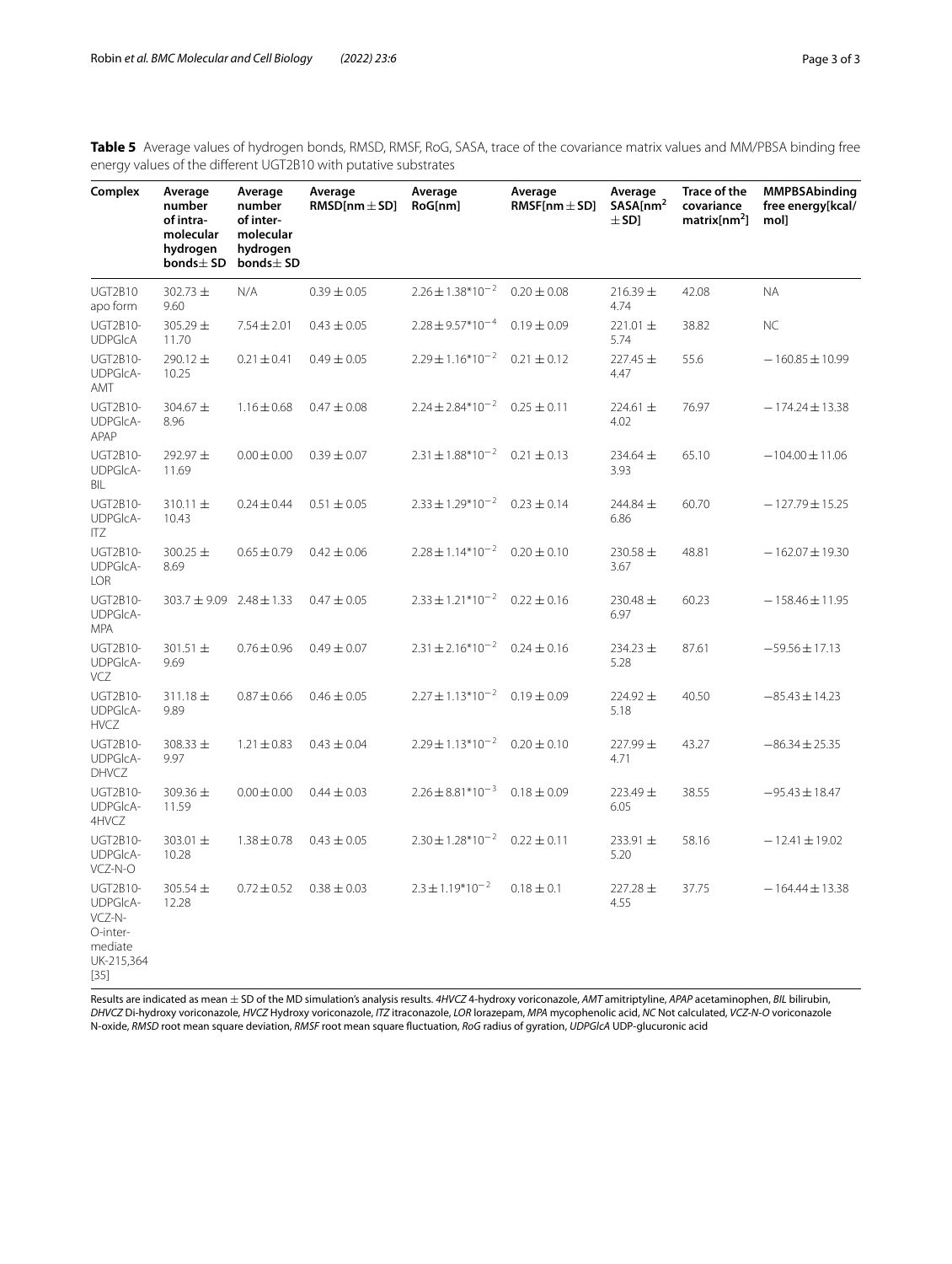**Table 5** Average values of hydrogen bonds, RMSD, RMSF, RoG, SASA, trace of the covariance matrix values and MM/PBSA binding free energy values of the different UGT2B10 with putative substrates

| Complex | Average number of intra-molecular hydrogen bonds± SD | Average number of inter-molecular hydrogen bonds± SD | Average RMSD[nm ± SD] | Average RoG[nm] | Average RMSF[nm ± SD] | Average SASA[$nm^2$ ± SD] | Trace of the covariance matrix[$nm^2$] | MMPBSAbinding free energy[kcal/mol] |
|---|---|---|---|---|---|---|---|---|
| UGT2B10 apo form | 302.73 ± 9.60 | N/A | 0.39 ± 0.05 | $2.26 \pm 1.38*10^{-2}$ | 0.20 ± 0.08 | 216.39 ± 4.74 | 42.08 | NA |
| UGT2B10-UDPGlcA | 305.29 ± 11.70 | 7.54 ± 2.01 | 0.43 ± 0.05 | $2.28 \pm 9.57*10^{-4}$ | 0.19 ± 0.09 | 221.01 ± 5.74 | 38.82 | NC |
| UGT2B10-UDPGlcA-AMT | 290.12 ± 10.25 | 0.21 ± 0.41 | 0.49 ± 0.05 | $2.29 \pm 1.16*10^{-2}$ | 0.21 ± 0.12 | 227.45 ± 4.47 | 55.6 | −160.85 ± 10.99 |
| UGT2B10-UDPGlcA-APAP | 304.67 ± 8.96 | 1.16 ± 0.68 | 0.47 ± 0.08 | $2.24 \pm 2.84*10^{-2}$ | 0.25 ± 0.11 | 224.61 ± 4.02 | 76.97 | −174.24 ± 13.38 |
| UGT2B10-UDPGlcA-BIL | 292.97 ± 11.69 | 0.00 ± 0.00 | 0.39 ± 0.07 | $2.31 \pm 1.88*10^{-2}$ | 0.21 ± 0.13 | 234.64 ± 3.93 | 65.10 | −104.00 ± 11.06 |
| UGT2B10-UDPGlcA-ITZ | 310.11 ± 10.43 | 0.24 ± 0.44 | 0.51 ± 0.05 | $2.33 \pm 1.29*10^{-2}$ | 0.23 ± 0.14 | 244.84 ± 6.86 | 60.70 | −127.79 ± 15.25 |
| UGT2B10-UDPGlcA-LOR | 300.25 ± 8.69 | 0.65 ± 0.79 | 0.42 ± 0.06 | $2.28 \pm 1.14*10^{-2}$ | 0.20 ± 0.10 | 230.58 ± 3.67 | 48.81 | −162.07 ± 19.30 |
| UGT2B10-UDPGlcA-MPA | 303.7 ± 9.09 | 2.48 ± 1.33 | 0.47 ± 0.05 | $2.33 \pm 1.21*10^{-2}$ | 0.22 ± 0.16 | 230.48 ± 6.97 | 60.23 | −158.46 ± 11.95 |
| UGT2B10-UDPGlcA-VCZ | 301.51 ± 9.69 | 0.76 ± 0.96 | 0.49 ± 0.07 | $2.31 \pm 2.16*10^{-2}$ | 0.24 ± 0.16 | 234.23 ± 5.28 | 87.61 | −59.56 ± 17.13 |
| UGT2B10-UDPGlcA-HVCZ | 311.18 ± 9.89 | 0.87 ± 0.66 | 0.46 ± 0.05 | $2.27 \pm 1.13*10^{-2}$ | 0.19 ± 0.09 | 224.92 ± 5.18 | 40.50 | −85.43 ± 14.23 |
| UGT2B10-UDPGlcA-DHVCZ | 308.33 ± 9.97 | 1.21 ± 0.83 | 0.43 ± 0.04 | $2.29 \pm 1.13*10^{-2}$ | 0.20 ± 0.10 | 227.99 ± 4.71 | 43.27 | −86.34 ± 25.35 |
| UGT2B10-UDPGlcA-4HVCZ | 309.36 ± 11.59 | 0.00 ± 0.00 | 0.44 ± 0.03 | $2.26 \pm 8.81*10^{-3}$ | 0.18 ± 0.09 | 223.49 ± 6.05 | 38.55 | −95.43 ± 18.47 |
| UGT2B10-UDPGlcA-VCZ-N-O | 303.01 ± 10.28 | 1.38 ± 0.78 | 0.43 ± 0.05 | $2.30 \pm 1.28*10^{-2}$ | 0.22 ± 0.11 | 233.91 ± 5.20 | 58.16 | −12.41 ± 19.02 |
| UGT2B10-UDPGlcA-VCZ-N-O-intermediate UK-215,364 [35] | 305.54 ± 12.28 | 0.72 ± 0.52 | 0.38 ± 0.03 | $2.3 \pm 1.19*10^{-2}$ | 0.18 ± 0.1 | 227.28 ± 4.55 | 37.75 | −164.44 ± 13.38 |

Results are indicated as mean ± SD of the MD simulation's analysis results. *4HVCZ* 4-hydroxy voriconazole, *AMT* amitriptyline, *APAP* acetaminophen, *BIL* bilirubin, *DHVCZ* Di-hydroxy voriconazole, *HVCZ* Hydroxy voriconazole, *ITZ* itraconazole, *LOR* lorazepam, *MPA* mycophenolic acid, *NC* Not calculated, *VCZ-N-O* voriconazole N-oxide, *RMSD* root mean square deviation, *RMSF* root mean square fluctuation, *RoG* radius of gyration, *UDPGlcA* UDP-glucuronic acid